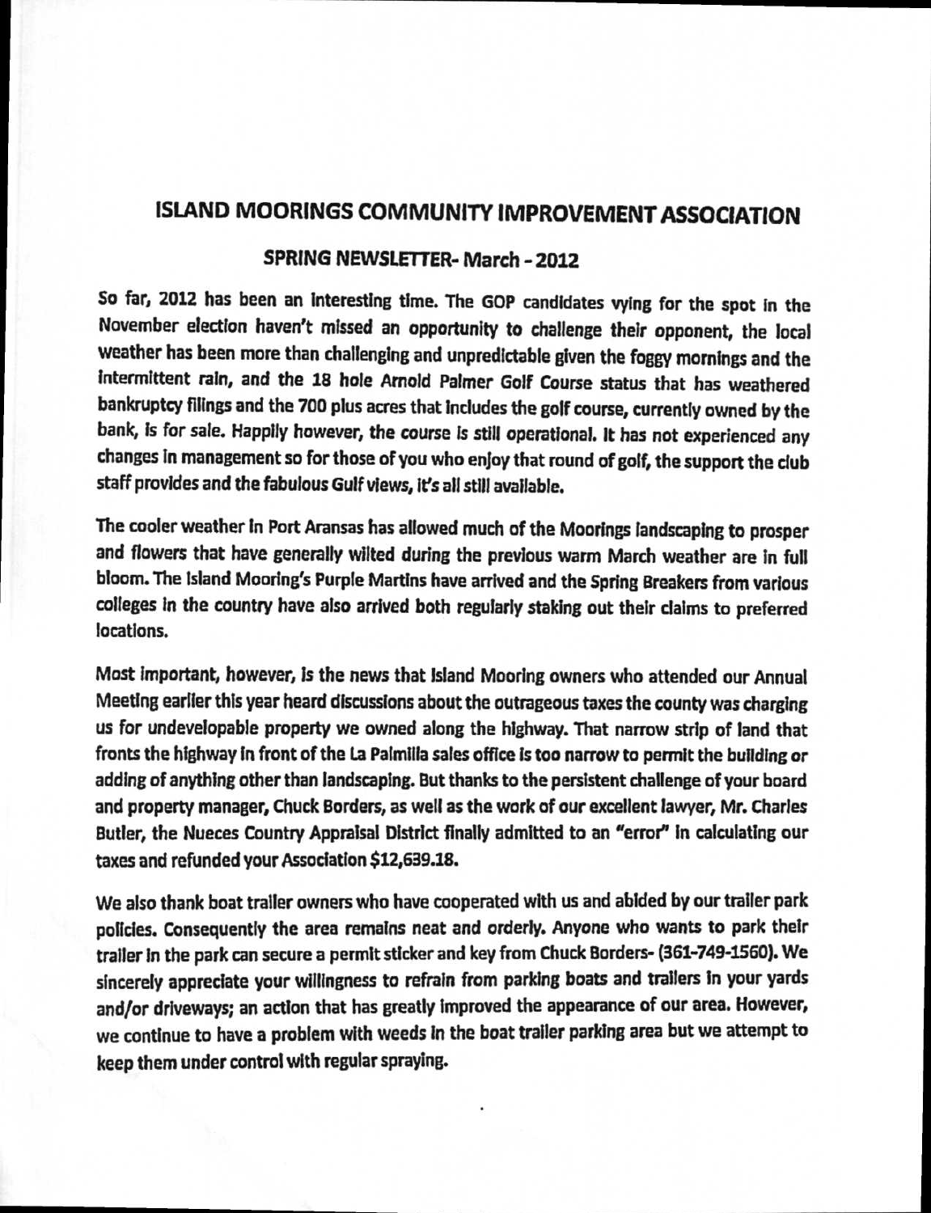# ISLAND MOORINGS COMMUNITY IMPROVEMENT ASSOCIATION

## SPRING NEWSLETTER- March - 2012

So far, 2012 has been an interesting time. The GOP candidates vying for the spot in the November election haven't missed an opportunity to challenge their opponent, the local weather has been more than challenging and unpredictable given the foggy mornings and the intermittent rain, and the 18 hole Arnold Palmer Golf Course status that has weathered bankruptcy filings and the 700 plus acres that includes the golf course, currently owned by the bank, is for sale. Happily however, the course is still operational. It has not experienced any changes in management so for those of you who enjoy that round of golf, the support the club staff provides and the fabulous Gulf views, it's all still available.

The cooler weather in Port Aransas has allowed much of the Moorings landscaping to prosper and flowers that have generally wilted during the previous warm March weather are in full bloom. The Island Mooring's Purple Martins have arrived and the Spring Breakers from various colleges in the country have also arrived both regularly staking out their claims to preferred locations.

Most important, however, is the news that Island Mooring owners who attended our Annual Meeting earlier this year heard discussions about the outrageous taxes the county was charging us for undevelopable property we owned along the highway. That narrow strip of land that fronts the highway in front of the La Palmilla sales office is too narrow to permit the building or adding of anything other than landscaping. But thanks to the persistent challenge of your board and property manager, Chuck Borders, as well as the work of our excellent lawyer, Mr. Charles Butler, the Nueces Country Appraisal District finally admitted to an "error" in calculating our taxes and refunded your Association $12,639.18.

We also thank boat trailer owners who have cooperated with us and abided by our trailer park policies. Consequently the area remains neat and orderly. Anyone who wants to park their trailer in the park can secure a permit sticker and key from Chuck Borders- (361-749-1560). We sincerely appreciate your willingness to refrain from parking boats and trailers in your yards and/or driveways; an action that has greatly improved the appearance of our area. However, we continue to have a problem with weeds in the boat trailer parking area but we attempt to keep them under control with regular spraying.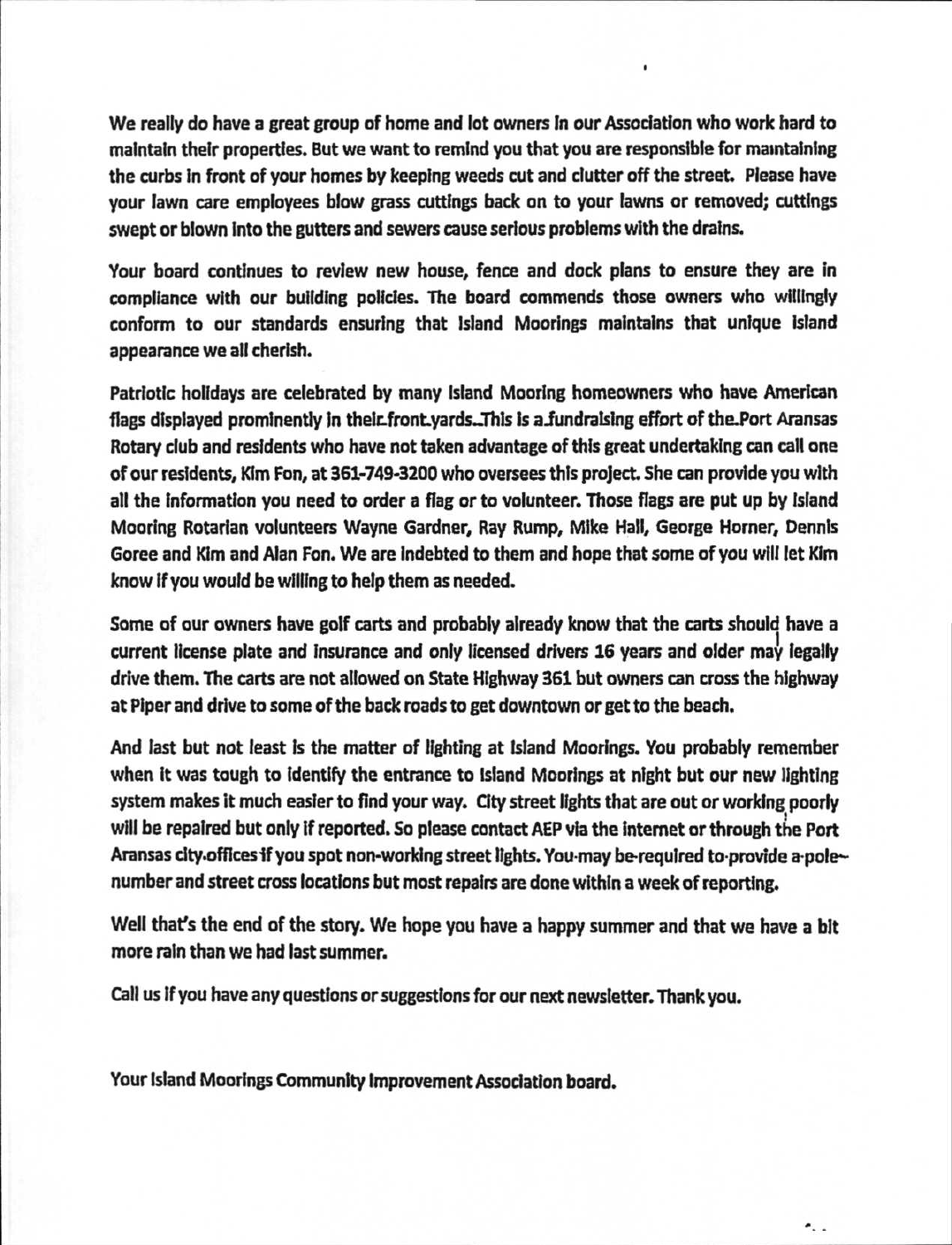We really do have a great group of home and lot owners in our Association who work hard to maintain their properties. But we want to remind you that you are responsible for maintaining the curbs in front of your homes by keeping weeds cut and clutter off the street. Please have your lawn care employees blow grass cuttings back on to your lawns or removed; cuttings swept or blown into the gutters and sewers cause serious problems with the drains.

Your board continues to review new house, fence and dock plans to ensure they are in compliance with our building policies. The board commends those owners who willingly conform to our standards ensuring that Island Moorings maintains that unique island appearance we all cherish.

Patriotic holidays are celebrated by many Island Mooring homeowners who have American flags displayed prominently in their front yards. This is a fundraising effort of the Port Aransas Rotary club and residents who have not taken advantage of this great undertaking can call one of our residents, Kim Fon, at 361-749-3200 who oversees this project. She can provide you with all the information you need to order a flag or to volunteer. Those flags are put up by Island Mooring Rotarian volunteers Wayne Gardner, Ray Rump, Mike Hall, George Horner, Dennis Goree and Kim and Alan Fon. We are indebted to them and hope that some of you will let Kim know if you would be willing to help them as needed.

Some of our owners have golf carts and probably already know that the carts should have a current license plate and insurance and only licensed drivers 16 years and older may legally drive them. The carts are not allowed on State Highway 361 but owners can cross the highway at Piper and drive to some of the back roads to get downtown or get to the beach.

And last but not least is the matter of lighting at Island Moorings. You probably remember when it was tough to identify the entrance to Island Moorings at night but our new lighting system makes it much easier to find your way. City street lights that are out or working poorly will be repaired but only if reported. So please contact AEP via the internet or through the Port Aransas city offices if you spot non-working street lights. You may be required to provide a pole number and street cross locations but most repairs are done within a week of reporting.

Well that's the end of the story. We hope you have a happy summer and that we have a bit more rain than we had last summer.

Call us if you have any questions or suggestions for our next newsletter. Thank you.

Your Island Moorings Community Improvement Association board.